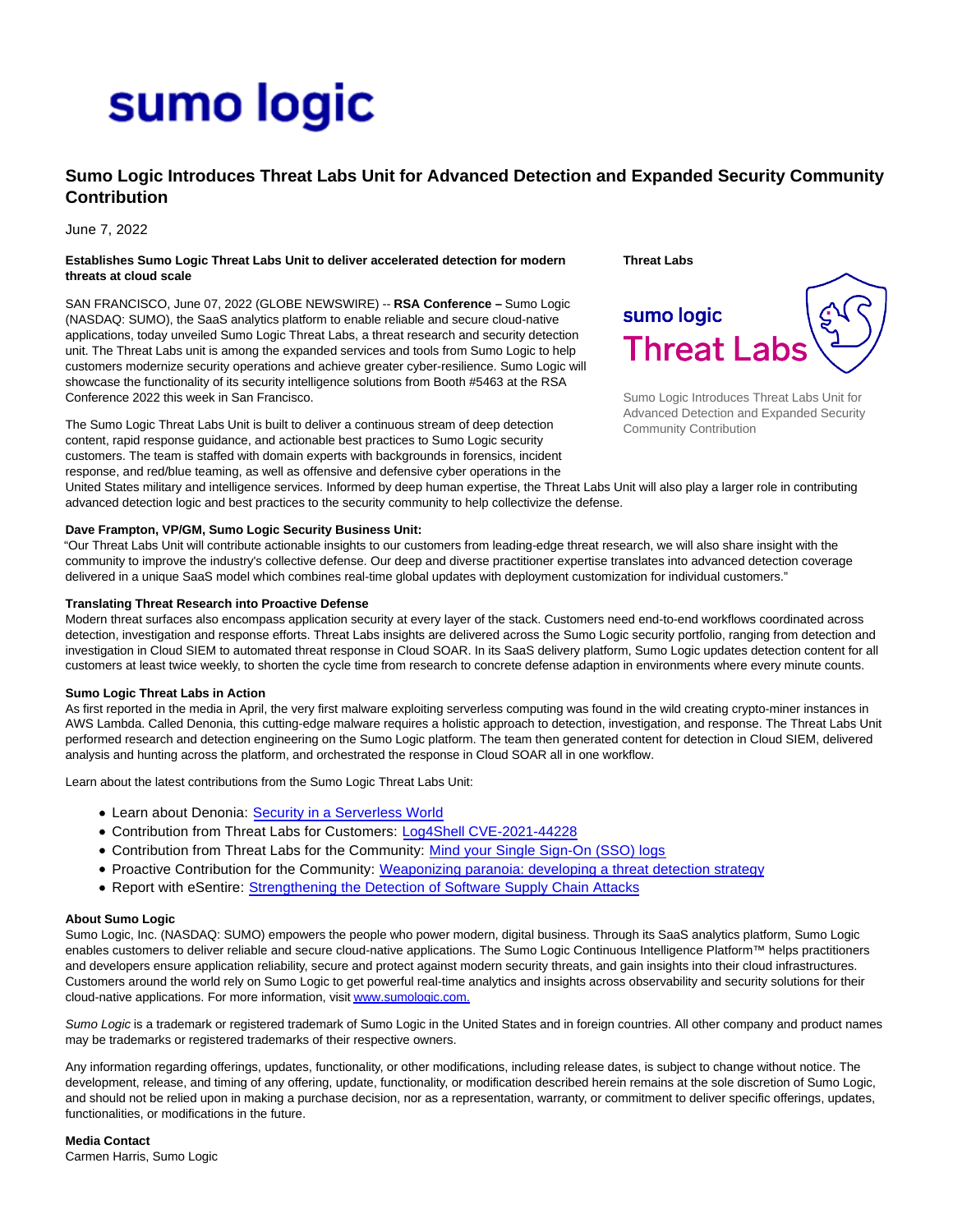# Sumo Logic Introduces Threat Labs Unit for Advanced Detection and Expanded Security Community Contribution

June 7, 2022

**Establishes Sumo Logic Threat Labs Unit to deliver accelerated detection for modern threats at cloud scale**

**Threat Labs**

Sumo Logic Introduces Threat Labs Unit for Advanced Detection and Expanded Security Community Contribution

SAN FRANCISCO, June 07, 2022 (GLOBE NEWSWIRE) -- **RSA Conference –** Sumo Logic (NASDAQ: SUMO), the SaaS analytics platform to enable reliable and secure cloud-native applications, today unveiled Sumo Logic Threat Labs, a threat research and security detection unit. The Threat Labs unit is among the expanded services and tools from Sumo Logic to help customers modernize security operations and achieve greater cyber-resilience. Sumo Logic will showcase the functionality of its security intelligence solutions from Booth #5463 at the RSA Conference 2022 this week in San Francisco.

The Sumo Logic Threat Labs Unit is built to deliver a continuous stream of deep detection content, rapid response guidance, and actionable best practices to Sumo Logic security customers. The team is staffed with domain experts with backgrounds in forensics, incident response, and red/blue teaming, as well as offensive and defensive cyber operations in the United States military and intelligence services. Informed by deep human expertise, the Threat Labs Unit will also play a larger role in contributing advanced detection logic and best practices to the security community to help collectivize the defense.

**Dave Frampton, VP/GM, Sumo Logic Security Business Unit:**
"Our Threat Labs Unit will contribute actionable insights to our customers from leading-edge threat research, we will also share insight with the community to improve the industry's collective defense. Our deep and diverse practitioner expertise translates into advanced detection coverage delivered in a unique SaaS model which combines real-time global updates with deployment customization for individual customers."

**Translating Threat Research into Proactive Defense**
Modern threat surfaces also encompass application security at every layer of the stack. Customers need end-to-end workflows coordinated across detection, investigation and response efforts. Threat Labs insights are delivered across the Sumo Logic security portfolio, ranging from detection and investigation in Cloud SIEM to automated threat response in Cloud SOAR. In its SaaS delivery platform, Sumo Logic updates detection content for all customers at least twice weekly, to shorten the cycle time from research to concrete defense adaption in environments where every minute counts.

**Sumo Logic Threat Labs in Action**
As first reported in the media in April, the very first malware exploiting serverless computing was found in the wild creating crypto-miner instances in AWS Lambda. Called Denonia, this cutting-edge malware requires a holistic approach to detection, investigation, and response. The Threat Labs Unit performed research and detection engineering on the Sumo Logic platform. The team then generated content for detection in Cloud SIEM, delivered analysis and hunting across the platform, and orchestrated the response in Cloud SOAR all in one workflow.

Learn about the latest contributions from the Sumo Logic Threat Labs Unit:

- Learn about Denonia: Security in a Serverless World
- Contribution from Threat Labs for Customers: Log4Shell CVE-2021-44228
- Contribution from Threat Labs for the Community: Mind your Single Sign-On (SSO) logs
- Proactive Contribution for the Community: Weaponizing paranoia: developing a threat detection strategy
- Report with eSentire: Strengthening the Detection of Software Supply Chain Attacks

**About Sumo Logic**
Sumo Logic, Inc. (NASDAQ: SUMO) empowers the people who power modern, digital business. Through its SaaS analytics platform, Sumo Logic enables customers to deliver reliable and secure cloud-native applications. The Sumo Logic Continuous Intelligence Platform™ helps practitioners and developers ensure application reliability, secure and protect against modern security threats, and gain insights into their cloud infrastructures. Customers around the world rely on Sumo Logic to get powerful real-time analytics and insights across observability and security solutions for their cloud-native applications. For more information, visit www.sumologic.com.

*Sumo Logic* is a trademark or registered trademark of Sumo Logic in the United States and in foreign countries. All other company and product names may be trademarks or registered trademarks of their respective owners.

Any information regarding offerings, updates, functionality, or other modifications, including release dates, is subject to change without notice. The development, release, and timing of any offering, update, functionality, or modification described herein remains at the sole discretion of Sumo Logic, and should not be relied upon in making a purchase decision, nor as a representation, warranty, or commitment to deliver specific offerings, updates, functionalities, or modifications in the future.

**Media Contact**
Carmen Harris, Sumo Logic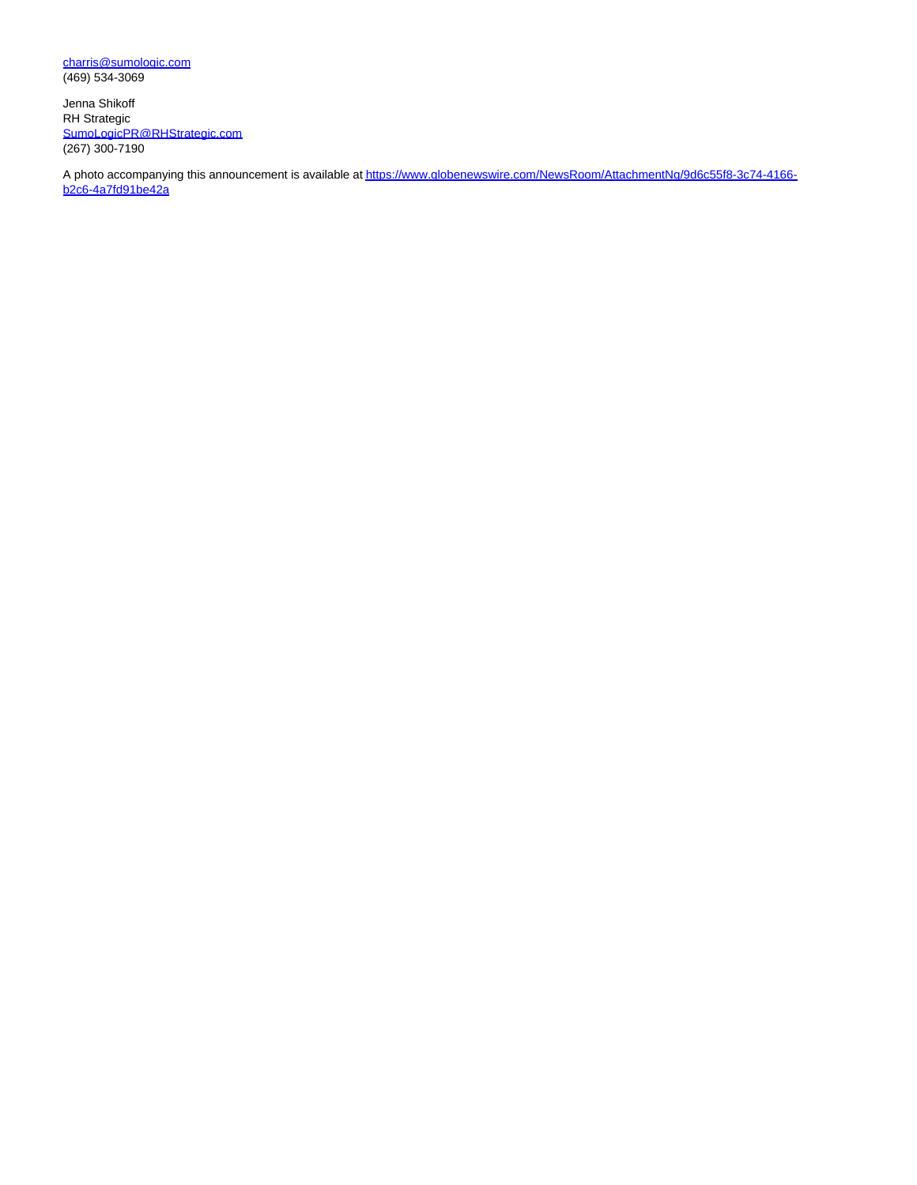charris@sumologic.com
(469) 534-3069

Jenna Shikoff
RH Strategic
SumoLogicPR@RHStrategic.com
(267) 300-7190

A photo accompanying this announcement is available at https://www.globenewswire.com/NewsRoom/AttachmentNg/9d6c55f8-3c74-4166-b2c6-4a7fd91be42a